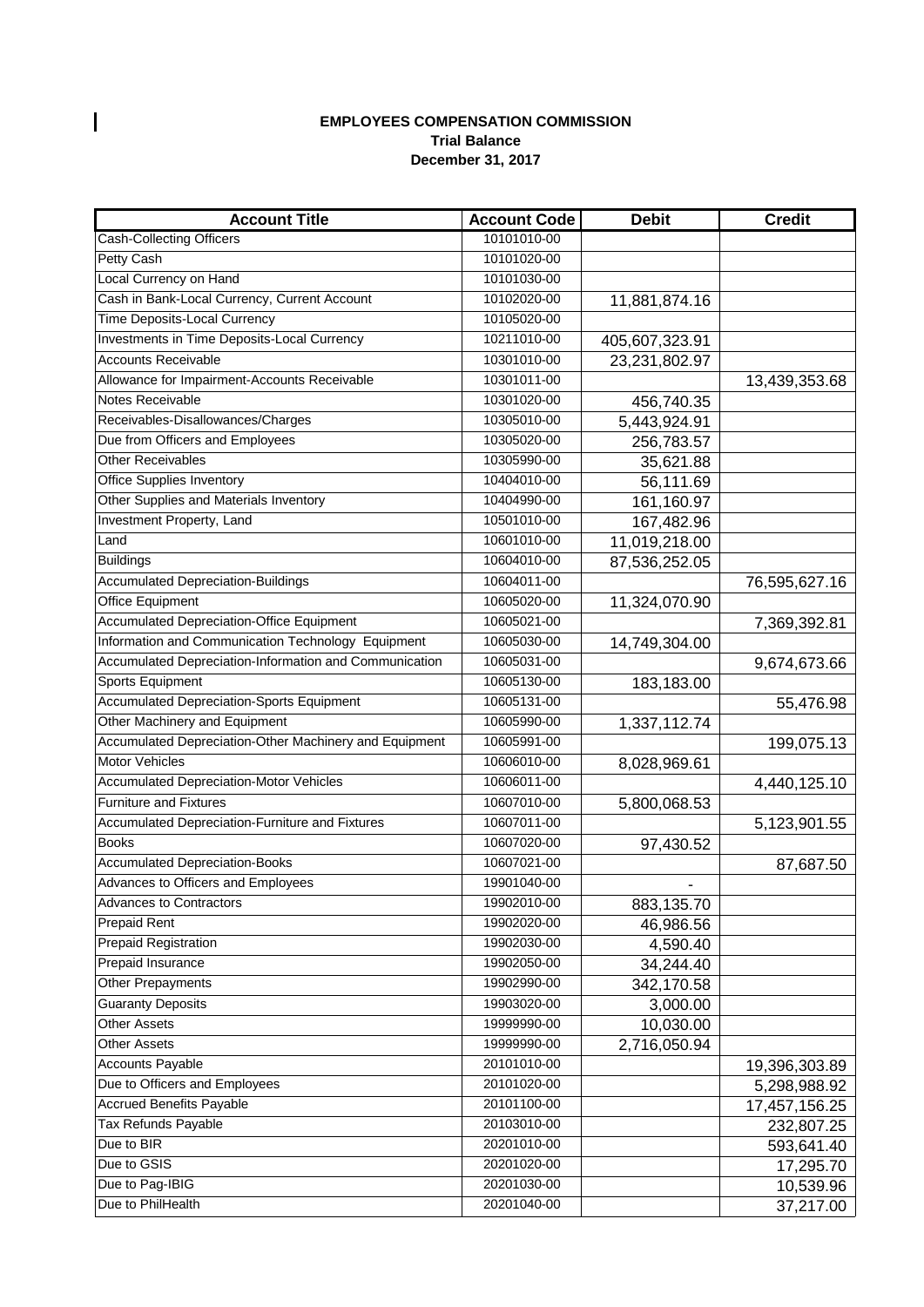**EMPLOYEES COMPENSATION COMMISSION**
**Trial Balance**
**December 31, 2017**

| Account Title | Account Code | Debit | Credit |
|---|---|---|---|
| Cash-Collecting Officers | 10101010-00 | | |
| Petty Cash | 10101020-00 | | |
| Local Currency on Hand | 10101030-00 | | |
| Cash in Bank-Local Currency, Current Account | 10102020-00 | 11,881,874.16 | |
| Time Deposits-Local Currency | 10105020-00 | | |
| Investments in Time Deposits-Local Currency | 10211010-00 | 405,607,323.91 | |
| Accounts Receivable | 10301010-00 | 23,231,802.97 | |
| Allowance for Impairment-Accounts Receivable | 10301011-00 | | 13,439,353.68 |
| Notes Receivable | 10301020-00 | 456,740.35 | |
| Receivables-Disallowances/Charges | 10305010-00 | 5,443,924.91 | |
| Due from Officers and Employees | 10305020-00 | 256,783.57 | |
| Other Receivables | 10305990-00 | 35,621.88 | |
| Office Supplies Inventory | 10404010-00 | 56,111.69 | |
| Other Supplies and Materials Inventory | 10404990-00 | 161,160.97 | |
| Investment Property, Land | 10501010-00 | 167,482.96 | |
| Land | 10601010-00 | 11,019,218.00 | |
| Buildings | 10604010-00 | 87,536,252.05 | |
| Accumulated Depreciation-Buildings | 10604011-00 | | 76,595,627.16 |
| Office Equipment | 10605020-00 | 11,324,070.90 | |
| Accumulated Depreciation-Office Equipment | 10605021-00 | | 7,369,392.81 |
| Information and Communication Technology Equipment | 10605030-00 | 14,749,304.00 | |
| Accumulated Depreciation-Information and Communication | 10605031-00 | | 9,674,673.66 |
| Sports Equipment | 10605130-00 | 183,183.00 | |
| Accumulated Depreciation-Sports Equipment | 10605131-00 | | 55,476.98 |
| Other Machinery and Equipment | 10605990-00 | 1,337,112.74 | |
| Accumulated Depreciation-Other Machinery and Equipment | 10605991-00 | | 199,075.13 |
| Motor Vehicles | 10606010-00 | 8,028,969.61 | |
| Accumulated Depreciation-Motor Vehicles | 10606011-00 | | 4,440,125.10 |
| Furniture and Fixtures | 10607010-00 | 5,800,068.53 | |
| Accumulated Depreciation-Furniture and Fixtures | 10607011-00 | | 5,123,901.55 |
| Books | 10607020-00 | 97,430.52 | |
| Accumulated Depreciation-Books | 10607021-00 | | 87,687.50 |
| Advances to Officers and Employees | 19901040-00 | - | |
| Advances to Contractors | 19902010-00 | 883,135.70 | |
| Prepaid Rent | 19902020-00 | 46,986.56 | |
| Prepaid Registration | 19902030-00 | 4,590.40 | |
| Prepaid Insurance | 19902050-00 | 34,244.40 | |
| Other Prepayments | 19902990-00 | 342,170.58 | |
| Guaranty Deposits | 19903020-00 | 3,000.00 | |
| Other Assets | 19999990-00 | 10,030.00 | |
| Other Assets | 19999990-00 | 2,716,050.94 | |
| Accounts Payable | 20101010-00 | | 19,396,303.89 |
| Due to Officers and Employees | 20101020-00 | | 5,298,988.92 |
| Accrued Benefits Payable | 20101100-00 | | 17,457,156.25 |
| Tax Refunds Payable | 20103010-00 | | 232,807.25 |
| Due to BIR | 20201010-00 | | 593,641.40 |
| Due to GSIS | 20201020-00 | | 17,295.70 |
| Due to Pag-IBIG | 20201030-00 | | 10,539.96 |
| Due to PhilHealth | 20201040-00 | | 37,217.00 |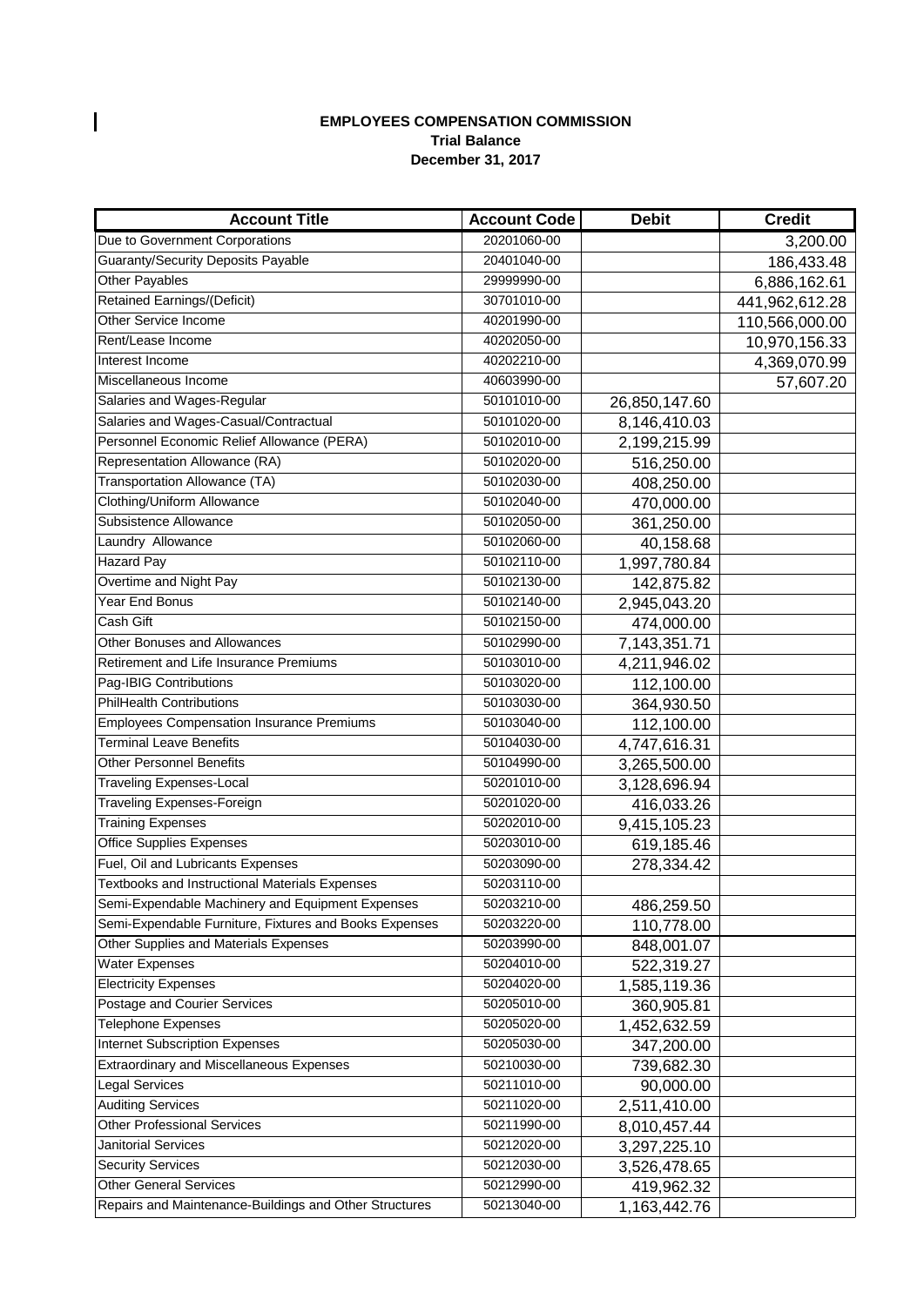**EMPLOYEES COMPENSATION COMMISSION**
**Trial Balance**
**December 31, 2017**

| Account Title | Account Code | Debit | Credit |
|---|---|---|---|
| Due to Government Corporations | 20201060-00 | | 3,200.00 |
| Guaranty/Security Deposits Payable | 20401040-00 | | 186,433.48 |
| Other Payables | 29999990-00 | | 6,886,162.61 |
| Retained Earnings/(Deficit) | 30701010-00 | | 441,962,612.28 |
| Other Service Income | 40201990-00 | | 110,566,000.00 |
| Rent/Lease Income | 40202050-00 | | 10,970,156.33 |
| Interest Income | 40202210-00 | | 4,369,070.99 |
| Miscellaneous Income | 40603990-00 | | 57,607.20 |
| Salaries and Wages-Regular | 50101010-00 | 26,850,147.60 | |
| Salaries and Wages-Casual/Contractual | 50101020-00 | 8,146,410.03 | |
| Personnel Economic Relief Allowance (PERA) | 50102010-00 | 2,199,215.99 | |
| Representation Allowance (RA) | 50102020-00 | 516,250.00 | |
| Transportation Allowance (TA) | 50102030-00 | 408,250.00 | |
| Clothing/Uniform Allowance | 50102040-00 | 470,000.00 | |
| Subsistence Allowance | 50102050-00 | 361,250.00 | |
| Laundry Allowance | 50102060-00 | 40,158.68 | |
| Hazard Pay | 50102110-00 | 1,997,780.84 | |
| Overtime and Night Pay | 50102130-00 | 142,875.82 | |
| Year End Bonus | 50102140-00 | 2,945,043.20 | |
| Cash Gift | 50102150-00 | 474,000.00 | |
| Other Bonuses and Allowances | 50102990-00 | 7,143,351.71 | |
| Retirement and Life Insurance Premiums | 50103010-00 | 4,211,946.02 | |
| Pag-IBIG Contributions | 50103020-00 | 112,100.00 | |
| PhilHealth Contributions | 50103030-00 | 364,930.50 | |
| Employees Compensation Insurance Premiums | 50103040-00 | 112,100.00 | |
| Terminal Leave Benefits | 50104030-00 | 4,747,616.31 | |
| Other Personnel Benefits | 50104990-00 | 3,265,500.00 | |
| Traveling Expenses-Local | 50201010-00 | 3,128,696.94 | |
| Traveling Expenses-Foreign | 50201020-00 | 416,033.26 | |
| Training Expenses | 50202010-00 | 9,415,105.23 | |
| Office Supplies Expenses | 50203010-00 | 619,185.46 | |
| Fuel, Oil and Lubricants Expenses | 50203090-00 | 278,334.42 | |
| Textbooks and Instructional Materials Expenses | 50203110-00 | | |
| Semi-Expendable Machinery and Equipment Expenses | 50203210-00 | 486,259.50 | |
| Semi-Expendable Furniture, Fixtures and Books Expenses | 50203220-00 | 110,778.00 | |
| Other Supplies and Materials Expenses | 50203990-00 | 848,001.07 | |
| Water Expenses | 50204010-00 | 522,319.27 | |
| Electricity Expenses | 50204020-00 | 1,585,119.36 | |
| Postage and Courier Services | 50205010-00 | 360,905.81 | |
| Telephone Expenses | 50205020-00 | 1,452,632.59 | |
| Internet Subscription Expenses | 50205030-00 | 347,200.00 | |
| Extraordinary and Miscellaneous Expenses | 50210030-00 | 739,682.30 | |
| Legal Services | 50211010-00 | 90,000.00 | |
| Auditing Services | 50211020-00 | 2,511,410.00 | |
| Other Professional Services | 50211990-00 | 8,010,457.44 | |
| Janitorial Services | 50212020-00 | 3,297,225.10 | |
| Security Services | 50212030-00 | 3,526,478.65 | |
| Other General Services | 50212990-00 | 419,962.32 | |
| Repairs and Maintenance-Buildings and Other Structures | 50213040-00 | 1,163,442.76 | |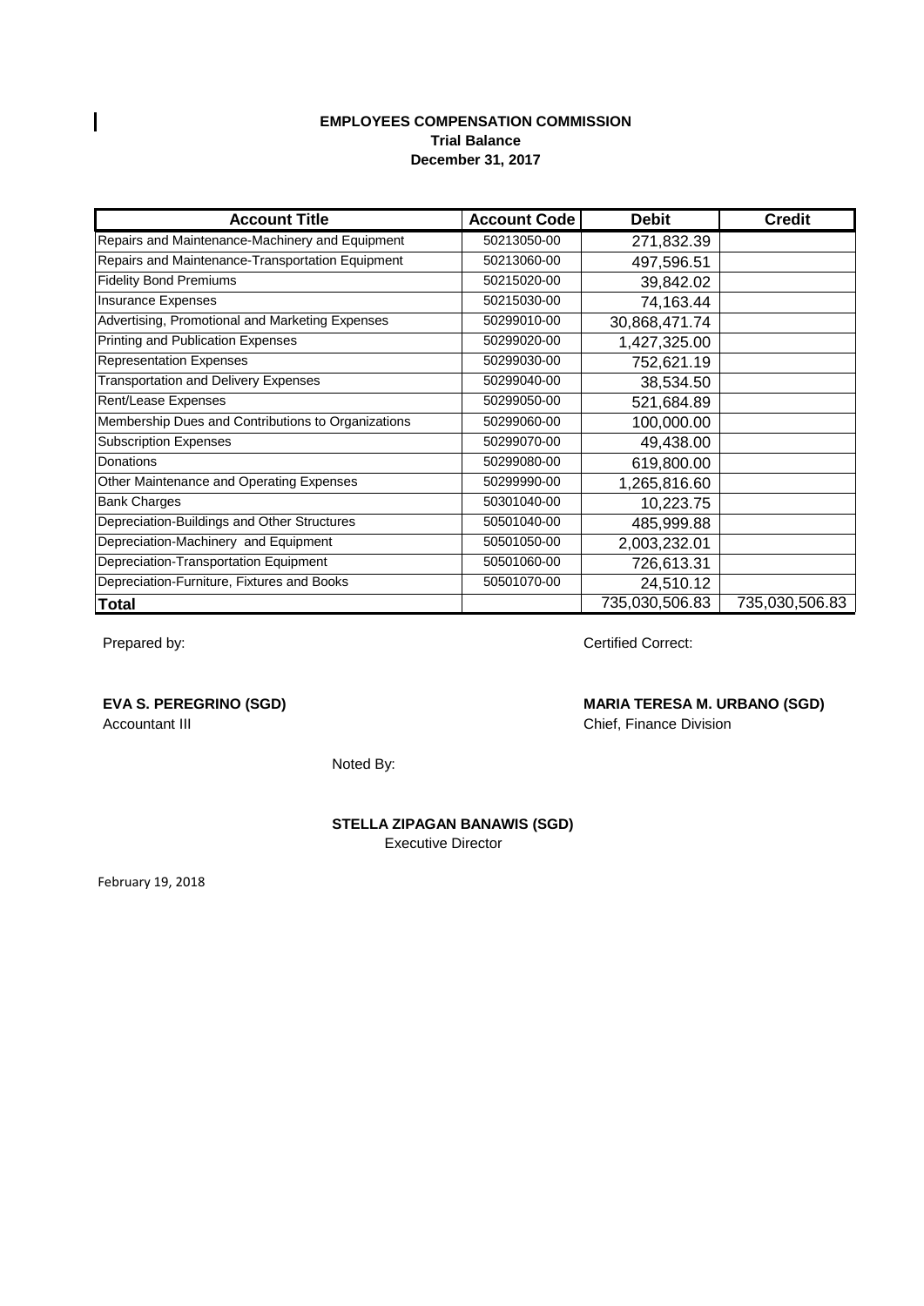**EMPLOYEES COMPENSATION COMMISSION**
**Trial Balance**
**December 31, 2017**

| Account Title | Account Code | Debit | Credit |
|---|---|---|---|
| Repairs and Maintenance-Machinery and Equipment | 50213050-00 | 271,832.39 | |
| Repairs and Maintenance-Transportation Equipment | 50213060-00 | 497,596.51 | |
| Fidelity Bond Premiums | 50215020-00 | 39,842.02 | |
| Insurance Expenses | 50215030-00 | 74,163.44 | |
| Advertising, Promotional and Marketing Expenses | 50299010-00 | 30,868,471.74 | |
| Printing and Publication Expenses | 50299020-00 | 1,427,325.00 | |
| Representation Expenses | 50299030-00 | 752,621.19 | |
| Transportation and Delivery Expenses | 50299040-00 | 38,534.50 | |
| Rent/Lease Expenses | 50299050-00 | 521,684.89 | |
| Membership Dues and Contributions to Organizations | 50299060-00 | 100,000.00 | |
| Subscription Expenses | 50299070-00 | 49,438.00 | |
| Donations | 50299080-00 | 619,800.00 | |
| Other Maintenance and Operating Expenses | 50299990-00 | 1,265,816.60 | |
| Bank Charges | 50301040-00 | 10,223.75 | |
| Depreciation-Buildings and Other Structures | 50501040-00 | 485,999.88 | |
| Depreciation-Machinery and Equipment | 50501050-00 | 2,003,232.01 | |
| Depreciation-Transportation Equipment | 50501060-00 | 726,613.31 | |
| Depreciation-Furniture, Fixtures and Books | 50501070-00 | 24,510.12 | |
| **Total** | | 735,030,506.83 | 735,030,506.83 |

Prepared by:

**EVA S. PEREGRINO (SGD)**
Accountant III

Certified Correct:

**MARIA TERESA M. URBANO (SGD)**
Chief, Finance Division

Noted By:

**STELLA ZIPAGAN BANAWIS (SGD)**
Executive Director

February 19, 2018